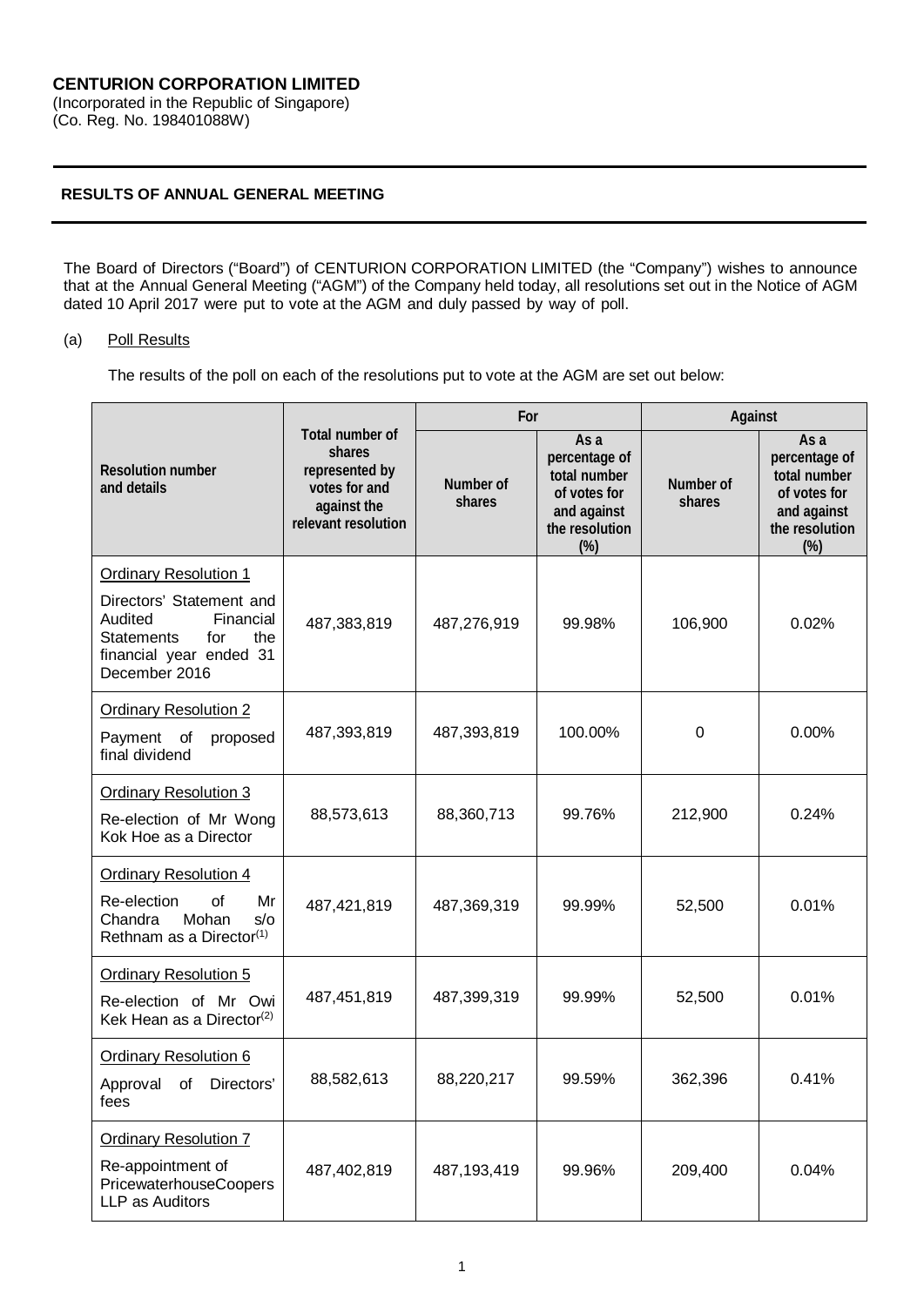**CENTURION CORPORATION LIMITED**
(Incorporated in the Republic of Singapore)
(Co. Reg. No. 198401088W)

## RESULTS OF ANNUAL GENERAL MEETING

The Board of Directors ("Board") of CENTURION CORPORATION LIMITED (the "Company") wishes to announce that at the Annual General Meeting ("AGM") of the Company held today, all resolutions set out in the Notice of AGM dated 10 April 2017 were put to vote at the AGM and duly passed by way of poll.

(a) Poll Results

The results of the poll on each of the resolutions put to vote at the AGM are set out below:

| Resolution number and details | Total number of shares represented by votes for and against the relevant resolution | For | | Against | |
|---|---|---|---|---|---|
| | | Number of shares | As a percentage of total number of votes for and against the resolution (%) | Number of shares | As a percentage of total number of votes for and against the resolution (%) |
| Ordinary Resolution 1<br>Directors' Statement and Audited Financial Statements for the financial year ended 31 December 2016 | 487,383,819 | 487,276,919 | 99.98% | 106,900 | 0.02% |
| Ordinary Resolution 2<br>Payment of proposed final dividend | 487,393,819 | 487,393,819 | 100.00% | 0 | 0.00% |
| Ordinary Resolution 3<br>Re-election of Mr Wong Kok Hoe as a Director | 88,573,613 | 88,360,713 | 99.76% | 212,900 | 0.24% |
| Ordinary Resolution 4<br>Re-election of Mr Chandra Mohan s/o Rethnam as a Director(1) | 487,421,819 | 487,369,319 | 99.99% | 52,500 | 0.01% |
| Ordinary Resolution 5<br>Re-election of Mr Owi Kek Hean as a Director(2) | 487,451,819 | 487,399,319 | 99.99% | 52,500 | 0.01% |
| Ordinary Resolution 6<br>Approval of Directors' fees | 88,582,613 | 88,220,217 | 99.59% | 362,396 | 0.41% |
| Ordinary Resolution 7<br>Re-appointment of PricewaterhouseCoopers LLP as Auditors | 487,402,819 | 487,193,419 | 99.96% | 209,400 | 0.04% |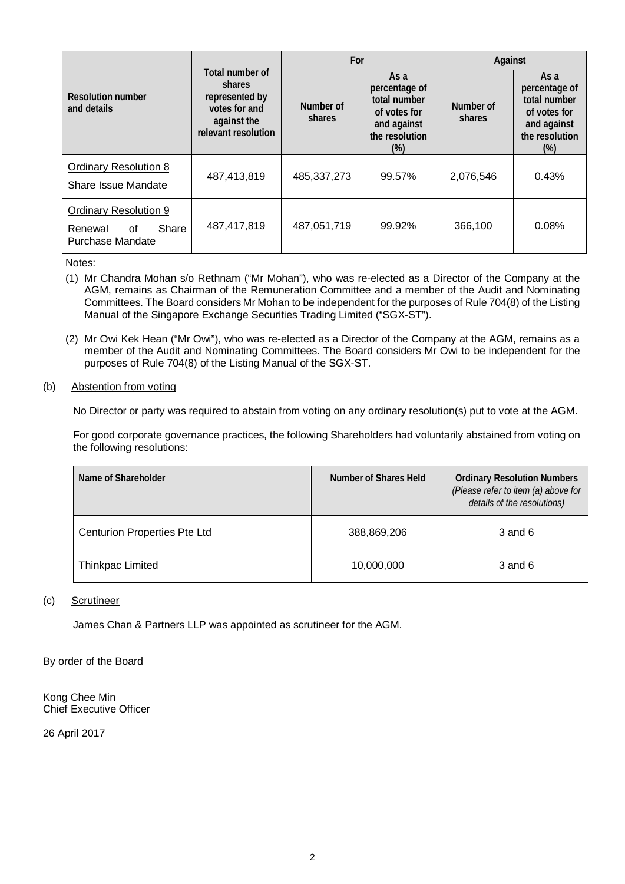| Resolution number and details | Total number of shares represented by votes for and against the relevant resolution | For | | Against | |
|---|---|---|---|---|---|
| | | Number of shares | As a percentage of total number of votes for and against the resolution (%) | Number of shares | As a percentage of total number of votes for and against the resolution (%) |
| Ordinary Resolution 8<br>Share Issue Mandate | 487,413,819 | 485,337,273 | 99.57% | 2,076,546 | 0.43% |
| Ordinary Resolution 9<br>Renewal of Share Purchase Mandate | 487,417,819 | 487,051,719 | 99.92% | 366,100 | 0.08% |

Notes:

(1) Mr Chandra Mohan s/o Rethnam ("Mr Mohan"), who was re-elected as a Director of the Company at the AGM, remains as Chairman of the Remuneration Committee and a member of the Audit and Nominating Committees. The Board considers Mr Mohan to be independent for the purposes of Rule 704(8) of the Listing Manual of the Singapore Exchange Securities Trading Limited ("SGX-ST").

(2) Mr Owi Kek Hean ("Mr Owi"), who was re-elected as a Director of the Company at the AGM, remains as a member of the Audit and Nominating Committees. The Board considers Mr Owi to be independent for the purposes of Rule 704(8) of the Listing Manual of the SGX-ST.

(b) Abstention from voting

No Director or party was required to abstain from voting on any ordinary resolution(s) put to vote at the AGM.

For good corporate governance practices, the following Shareholders had voluntarily abstained from voting on the following resolutions:

| Name of Shareholder | Number of Shares Held | Ordinary Resolution Numbers *(Please refer to item (a) above for details of the resolutions)* |
|---|---|---|
| Centurion Properties Pte Ltd | 388,869,206 | 3 and 6 |
| Thinkpac Limited | 10,000,000 | 3 and 6 |

(c) Scrutineer

James Chan & Partners LLP was appointed as scrutineer for the AGM.

By order of the Board

Kong Chee Min
Chief Executive Officer

26 April 2017